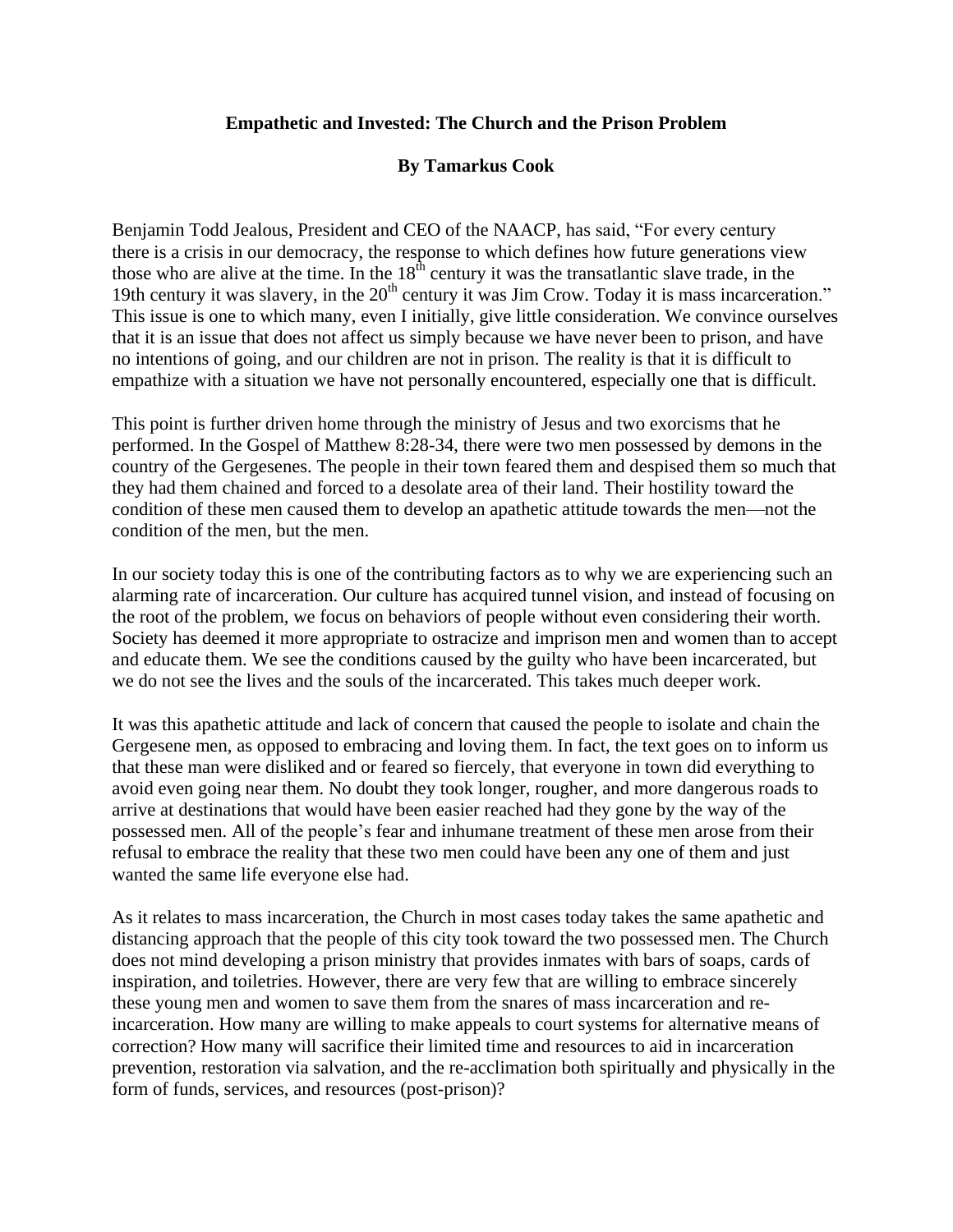**Empathetic and Invested: The Church and the Prison Problem**

**By Tamarkus Cook**

Benjamin Todd Jealous, President and CEO of the NAACP, has said, "For every century there is a crisis in our democracy, the response to which defines how future generations view those who are alive at the time. In the 18th century it was the transatlantic slave trade, in the 19th century it was slavery, in the 20th century it was Jim Crow. Today it is mass incarceration." This issue is one to which many, even I initially, give little consideration. We convince ourselves that it is an issue that does not affect us simply because we have never been to prison, and have no intentions of going, and our children are not in prison. The reality is that it is difficult to empathize with a situation we have not personally encountered, especially one that is difficult.

This point is further driven home through the ministry of Jesus and two exorcisms that he performed. In the Gospel of Matthew 8:28-34, there were two men possessed by demons in the country of the Gergesenes. The people in their town feared them and despised them so much that they had them chained and forced to a desolate area of their land. Their hostility toward the condition of these men caused them to develop an apathetic attitude towards the men—not the condition of the men, but the men.

In our society today this is one of the contributing factors as to why we are experiencing such an alarming rate of incarceration. Our culture has acquired tunnel vision, and instead of focusing on the root of the problem, we focus on behaviors of people without even considering their worth. Society has deemed it more appropriate to ostracize and imprison men and women than to accept and educate them. We see the conditions caused by the guilty who have been incarcerated, but we do not see the lives and the souls of the incarcerated. This takes much deeper work.

It was this apathetic attitude and lack of concern that caused the people to isolate and chain the Gergesene men, as opposed to embracing and loving them. In fact, the text goes on to inform us that these man were disliked and or feared so fiercely, that everyone in town did everything to avoid even going near them. No doubt they took longer, rougher, and more dangerous roads to arrive at destinations that would have been easier reached had they gone by the way of the possessed men. All of the people's fear and inhumane treatment of these men arose from their refusal to embrace the reality that these two men could have been any one of them and just wanted the same life everyone else had.

As it relates to mass incarceration, the Church in most cases today takes the same apathetic and distancing approach that the people of this city took toward the two possessed men. The Church does not mind developing a prison ministry that provides inmates with bars of soaps, cards of inspiration, and toiletries. However, there are very few that are willing to embrace sincerely these young men and women to save them from the snares of mass incarceration and re-incarceration. How many are willing to make appeals to court systems for alternative means of correction? How many will sacrifice their limited time and resources to aid in incarceration prevention, restoration via salvation, and the re-acclimation both spiritually and physically in the form of funds, services, and resources (post-prison)?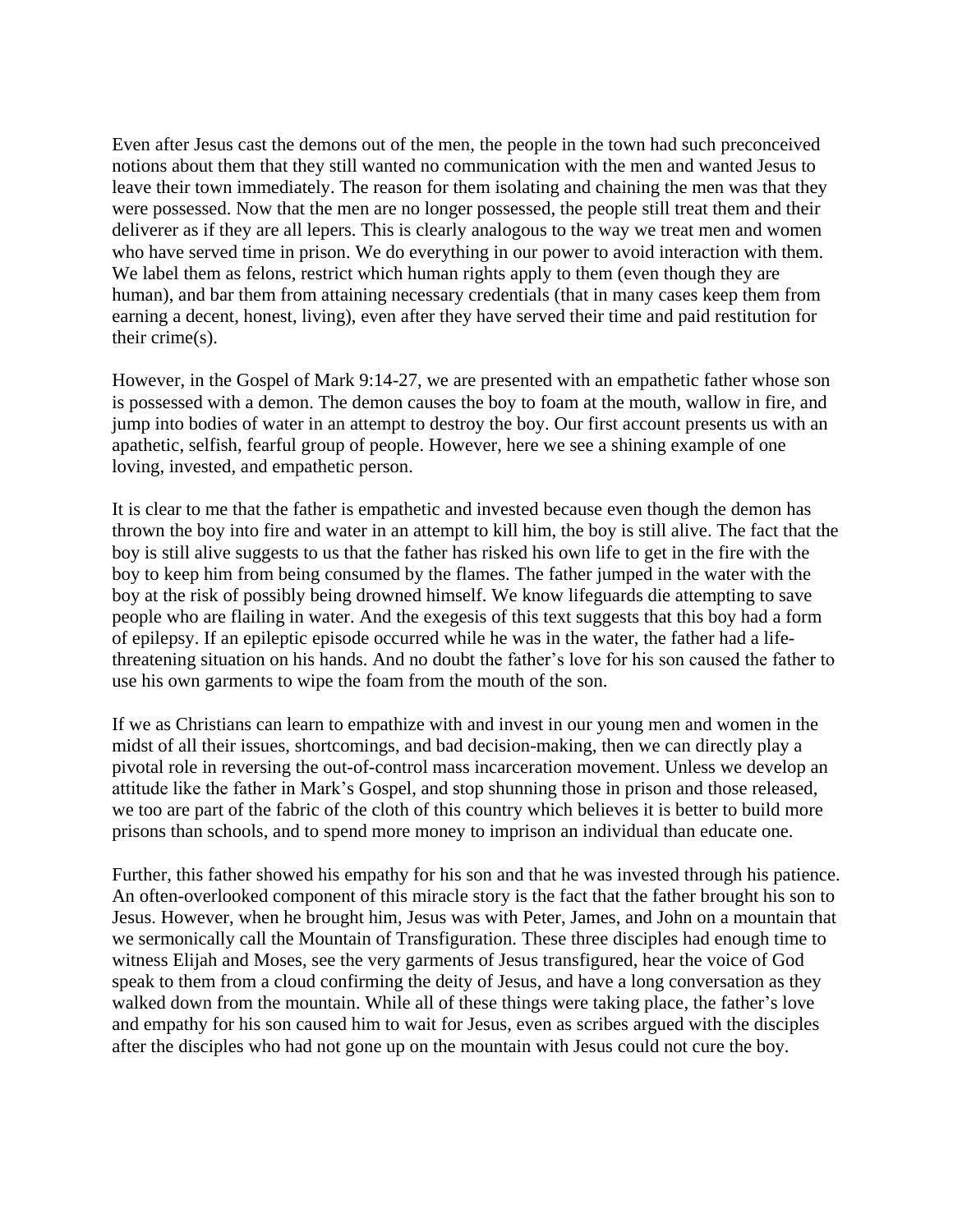Even after Jesus cast the demons out of the men, the people in the town had such preconceived notions about them that they still wanted no communication with the men and wanted Jesus to leave their town immediately. The reason for them isolating and chaining the men was that they were possessed. Now that the men are no longer possessed, the people still treat them and their deliverer as if they are all lepers. This is clearly analogous to the way we treat men and women who have served time in prison. We do everything in our power to avoid interaction with them. We label them as felons, restrict which human rights apply to them (even though they are human), and bar them from attaining necessary credentials (that in many cases keep them from earning a decent, honest, living), even after they have served their time and paid restitution for their crime(s).

However, in the Gospel of Mark 9:14-27, we are presented with an empathetic father whose son is possessed with a demon. The demon causes the boy to foam at the mouth, wallow in fire, and jump into bodies of water in an attempt to destroy the boy. Our first account presents us with an apathetic, selfish, fearful group of people. However, here we see a shining example of one loving, invested, and empathetic person.

It is clear to me that the father is empathetic and invested because even though the demon has thrown the boy into fire and water in an attempt to kill him, the boy is still alive. The fact that the boy is still alive suggests to us that the father has risked his own life to get in the fire with the boy to keep him from being consumed by the flames. The father jumped in the water with the boy at the risk of possibly being drowned himself. We know lifeguards die attempting to save people who are flailing in water. And the exegesis of this text suggests that this boy had a form of epilepsy. If an epileptic episode occurred while he was in the water, the father had a life-threatening situation on his hands. And no doubt the father's love for his son caused the father to use his own garments to wipe the foam from the mouth of the son.

If we as Christians can learn to empathize with and invest in our young men and women in the midst of all their issues, shortcomings, and bad decision-making, then we can directly play a pivotal role in reversing the out-of-control mass incarceration movement. Unless we develop an attitude like the father in Mark's Gospel, and stop shunning those in prison and those released, we too are part of the fabric of the cloth of this country which believes it is better to build more prisons than schools, and to spend more money to imprison an individual than educate one.

Further, this father showed his empathy for his son and that he was invested through his patience. An often-overlooked component of this miracle story is the fact that the father brought his son to Jesus. However, when he brought him, Jesus was with Peter, James, and John on a mountain that we sermonically call the Mountain of Transfiguration. These three disciples had enough time to witness Elijah and Moses, see the very garments of Jesus transfigured, hear the voice of God speak to them from a cloud confirming the deity of Jesus, and have a long conversation as they walked down from the mountain. While all of these things were taking place, the father's love and empathy for his son caused him to wait for Jesus, even as scribes argued with the disciples after the disciples who had not gone up on the mountain with Jesus could not cure the boy.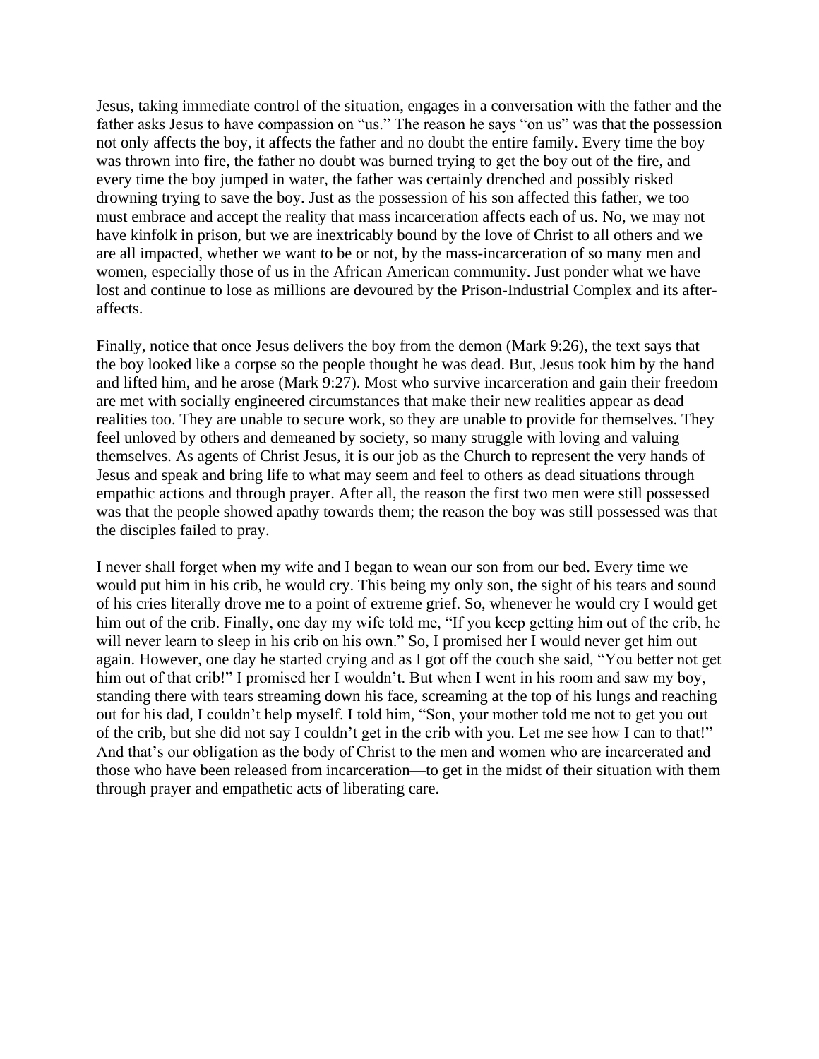Jesus, taking immediate control of the situation, engages in a conversation with the father and the father asks Jesus to have compassion on "us." The reason he says "on us" was that the possession not only affects the boy, it affects the father and no doubt the entire family. Every time the boy was thrown into fire, the father no doubt was burned trying to get the boy out of the fire, and every time the boy jumped in water, the father was certainly drenched and possibly risked drowning trying to save the boy. Just as the possession of his son affected this father, we too must embrace and accept the reality that mass incarceration affects each of us. No, we may not have kinfolk in prison, but we are inextricably bound by the love of Christ to all others and we are all impacted, whether we want to be or not, by the mass-incarceration of so many men and women, especially those of us in the African American community. Just ponder what we have lost and continue to lose as millions are devoured by the Prison-Industrial Complex and its after-affects.

Finally, notice that once Jesus delivers the boy from the demon (Mark 9:26), the text says that the boy looked like a corpse so the people thought he was dead. But, Jesus took him by the hand and lifted him, and he arose (Mark 9:27). Most who survive incarceration and gain their freedom are met with socially engineered circumstances that make their new realities appear as dead realities too. They are unable to secure work, so they are unable to provide for themselves. They feel unloved by others and demeaned by society, so many struggle with loving and valuing themselves. As agents of Christ Jesus, it is our job as the Church to represent the very hands of Jesus and speak and bring life to what may seem and feel to others as dead situations through empathic actions and through prayer. After all, the reason the first two men were still possessed was that the people showed apathy towards them; the reason the boy was still possessed was that the disciples failed to pray.

I never shall forget when my wife and I began to wean our son from our bed. Every time we would put him in his crib, he would cry. This being my only son, the sight of his tears and sound of his cries literally drove me to a point of extreme grief. So, whenever he would cry I would get him out of the crib. Finally, one day my wife told me, "If you keep getting him out of the crib, he will never learn to sleep in his crib on his own." So, I promised her I would never get him out again. However, one day he started crying and as I got off the couch she said, "You better not get him out of that crib!" I promised her I wouldn't. But when I went in his room and saw my boy, standing there with tears streaming down his face, screaming at the top of his lungs and reaching out for his dad, I couldn't help myself. I told him, "Son, your mother told me not to get you out of the crib, but she did not say I couldn't get in the crib with you. Let me see how I can to that!" And that's our obligation as the body of Christ to the men and women who are incarcerated and those who have been released from incarceration—to get in the midst of their situation with them through prayer and empathetic acts of liberating care.